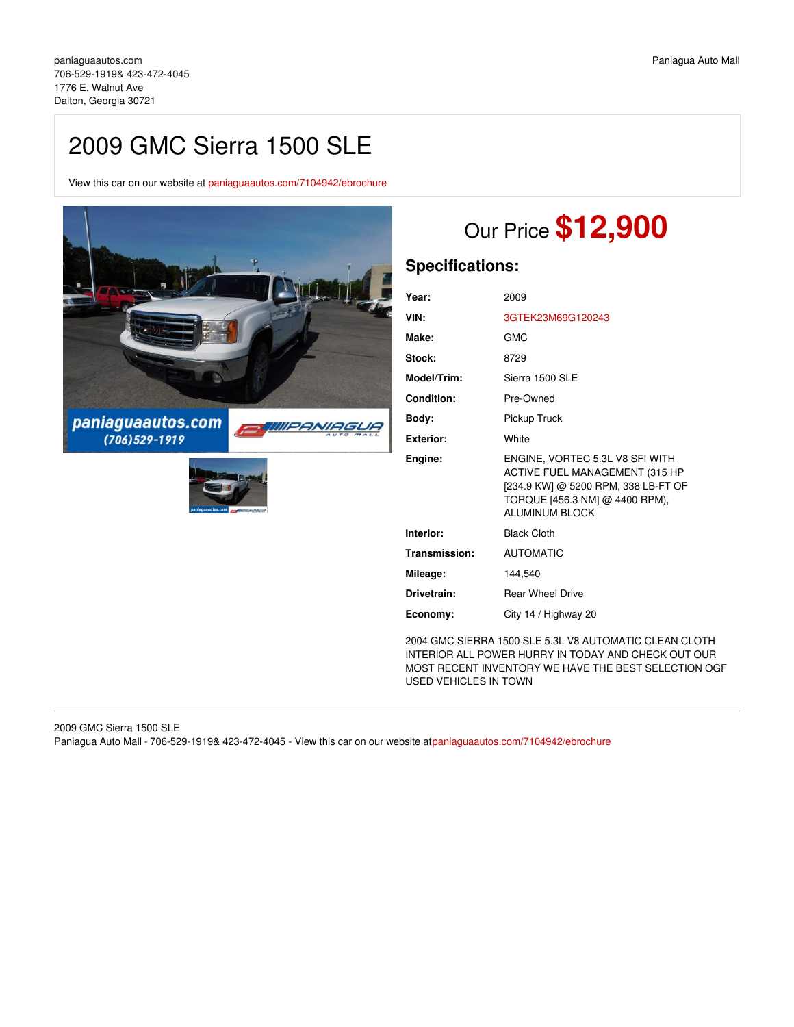paniaguaautos.com
706-529-1919& 423-472-4045
1776 E. Walnut Ave
Dalton, Georgia 30721

Paniagua Auto Mall

# 2009 GMC Sierra 1500 SLE

View this car on our website at paniaguaautos.com/7104942/ebrochure

## Our Price **$12,900**

## Specifications:

| | |
|---|---|
| **Year:** | 2009 |
| **VIN:** | 3GTEK23M69G120243 |
| **Make:** | GMC |
| **Stock:** | 8729 |
| **Model/Trim:** | Sierra 1500 SLE |
| **Condition:** | Pre-Owned |
| **Body:** | Pickup Truck |
| **Exterior:** | White |
| **Engine:** | ENGINE, VORTEC 5.3L V8 SFI WITH ACTIVE FUEL MANAGEMENT (315 HP [234.9 KW] @ 5200 RPM, 338 LB-FT OF TORQUE [456.3 NM] @ 4400 RPM), ALUMINUM BLOCK |
| **Interior:** | Black Cloth |
| **Transmission:** | AUTOMATIC |
| **Mileage:** | 144,540 |
| **Drivetrain:** | Rear Wheel Drive |
| **Economy:** | City 14 / Highway 20 |

2004 GMC SIERRA 1500 SLE 5.3L V8 AUTOMATIC CLEAN CLOTH INTERIOR ALL POWER HURRY IN TODAY AND CHECK OUT OUR MOST RECENT INVENTORY WE HAVE THE BEST SELECTION OGF USED VEHICLES IN TOWN

2009 GMC Sierra 1500 SLE
Paniagua Auto Mall - 706-529-1919& 423-472-4045 - View this car on our website at paniaguaautos.com/7104942/ebrochure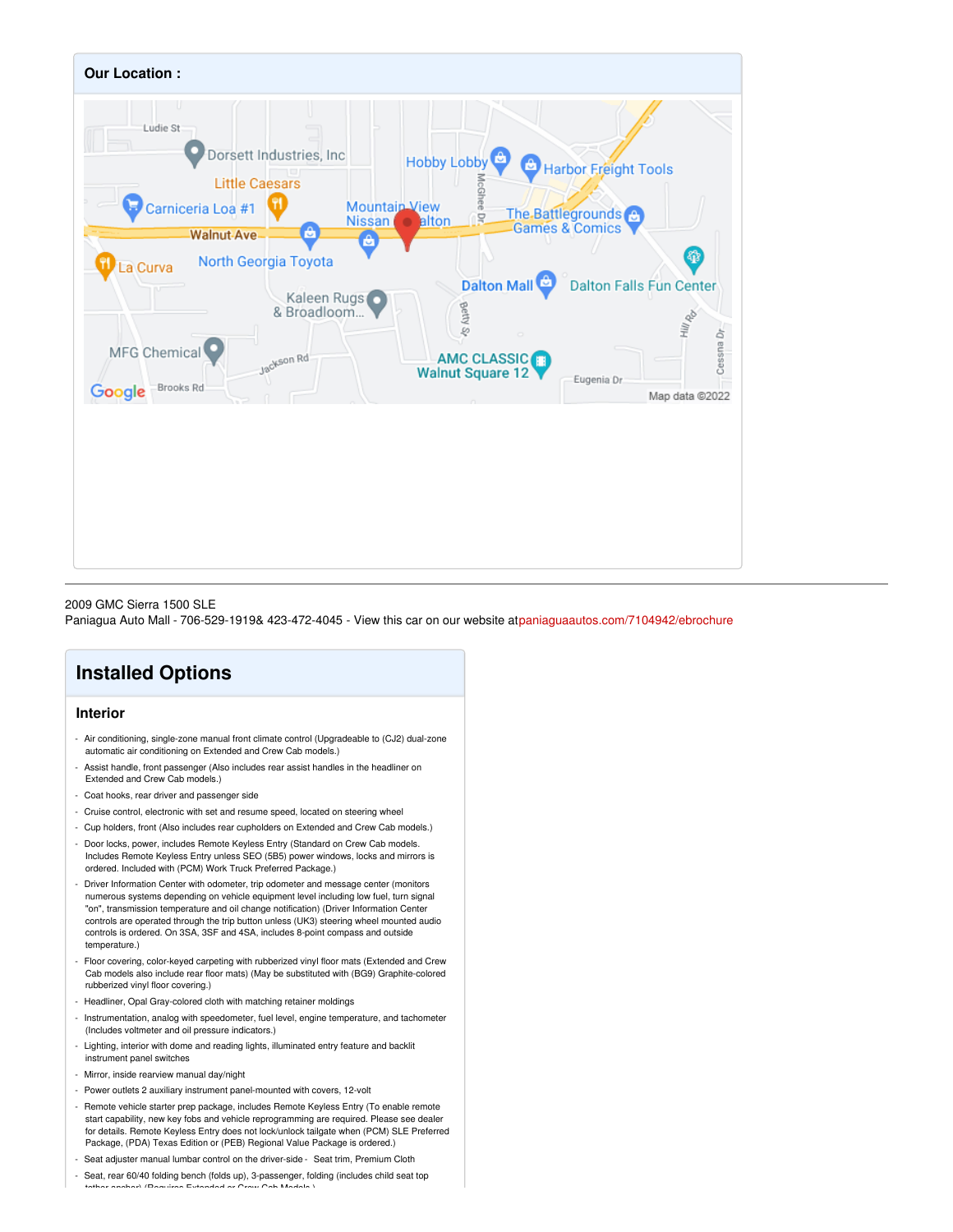## Our Location :

2009 GMC Sierra 1500 SLE
Paniagua Auto Mall - 706-529-1919& 423-472-4045 - View this car on our website atpaniaguaautos.com/7104942/ebrochure

# Installed Options

### Interior

- Air conditioning, single-zone manual front climate control (Upgradeable to (CJ2) dual-zone automatic air conditioning on Extended and Crew Cab models.)
- Assist handle, front passenger (Also includes rear assist handles in the headliner on Extended and Crew Cab models.)
- Coat hooks, rear driver and passenger side
- Cruise control, electronic with set and resume speed, located on steering wheel
- Cup holders, front (Also includes rear cupholders on Extended and Crew Cab models.)
- Door locks, power, includes Remote Keyless Entry (Standard on Crew Cab models. Includes Remote Keyless Entry unless SEO (5B5) power windows, locks and mirrors is ordered. Included with (PCM) Work Truck Preferred Package.)
- Driver Information Center with odometer, trip odometer and message center (monitors numerous systems depending on vehicle equipment level including low fuel, turn signal "on", transmission temperature and oil change notification) (Driver Information Center controls are operated through the trip button unless (UK3) steering wheel mounted audio controls is ordered. On 3SA, 3SF and 4SA, includes 8-point compass and outside temperature.)
- Floor covering, color-keyed carpeting with rubberized vinyl floor mats (Extended and Crew Cab models also include rear floor mats) (May be substituted with (BG9) Graphite-colored rubberized vinyl floor covering.)
- Headliner, Opal Gray-colored cloth with matching retainer moldings
- Instrumentation, analog with speedometer, fuel level, engine temperature, and tachometer (Includes voltmeter and oil pressure indicators.)
- Lighting, interior with dome and reading lights, illuminated entry feature and backlit instrument panel switches
- Mirror, inside rearview manual day/night
- Power outlets 2 auxiliary instrument panel-mounted with covers, 12-volt
- Remote vehicle starter prep package, includes Remote Keyless Entry (To enable remote start capability, new key fobs and vehicle reprogramming are required. Please see dealer for details. Remote Keyless Entry does not lock/unlock tailgate when (PCM) SLE Preferred Package, (PDA) Texas Edition or (PEB) Regional Value Package is ordered.)
- Seat adjuster manual lumbar control on the driver-side - Seat trim, Premium Cloth
- Seat, rear 60/40 folding bench (folds up), 3-passenger, folding (includes child seat top tether anchor) (Requires Extended or Crew Cab Models.)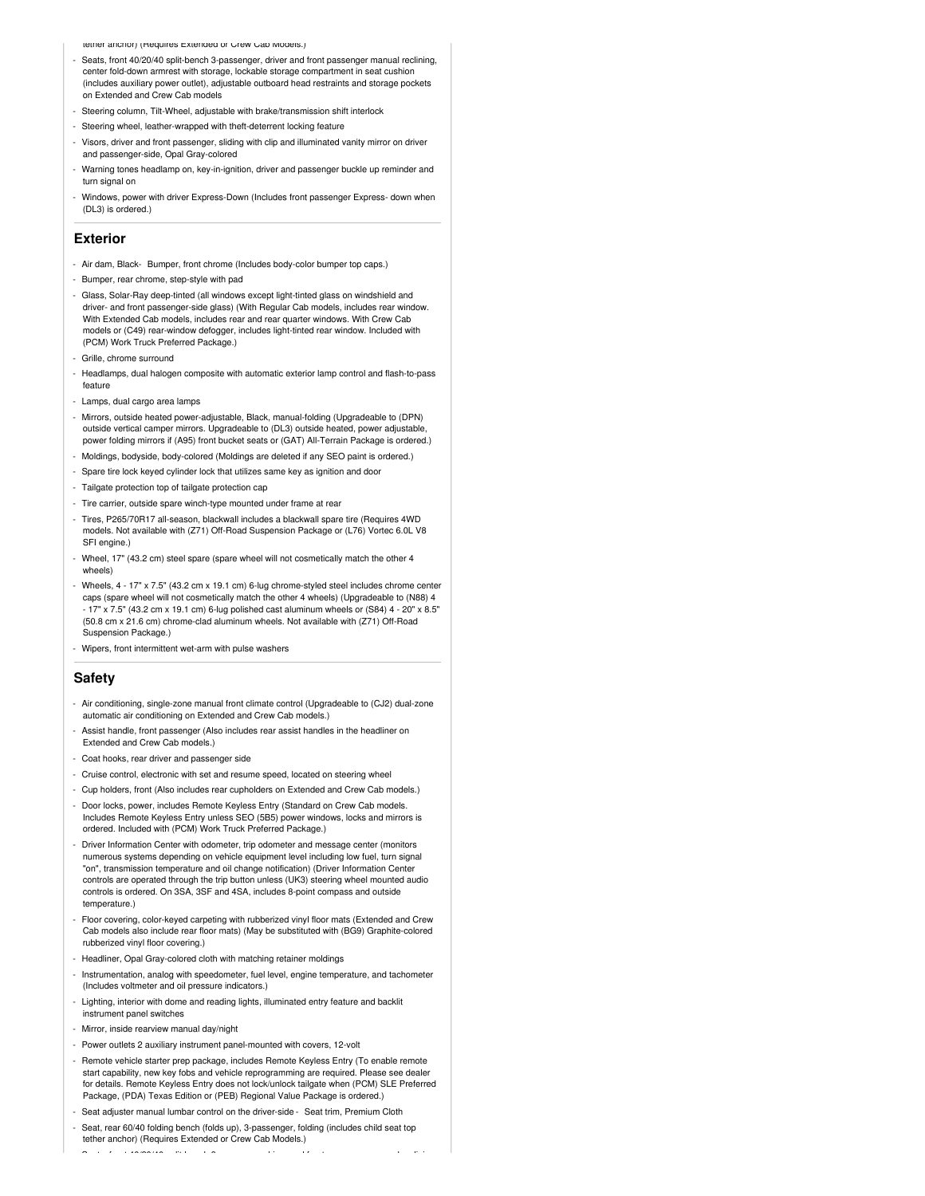- tether anchor) (Requires Extended or Crew Cab Models.)
- Seats, front 40/20/40 split-bench 3-passenger, driver and front passenger manual reclining, center fold-down armrest with storage, lockable storage compartment in seat cushion (includes auxiliary power outlet), adjustable outboard head restraints and storage pockets on Extended and Crew Cab models
- Steering column, Tilt-Wheel, adjustable with brake/transmission shift interlock
- Steering wheel, leather-wrapped with theft-deterrent locking feature
- Visors, driver and front passenger, sliding with clip and illuminated vanity mirror on driver and passenger-side, Opal Gray-colored
- Warning tones headlamp on, key-in-ignition, driver and passenger buckle up reminder and turn signal on
- Windows, power with driver Express-Down (Includes front passenger Express- down when (DL3) is ordered.)

## Exterior

- Air dam, Black- Bumper, front chrome (Includes body-color bumper top caps.)
- Bumper, rear chrome, step-style with pad
- Glass, Solar-Ray deep-tinted (all windows except light-tinted glass on windshield and driver- and front passenger-side glass) (With Regular Cab models, includes rear window. With Extended Cab models, includes rear and rear quarter windows. With Crew Cab models or (C49) rear-window defogger, includes light-tinted rear window. Included with (PCM) Work Truck Preferred Package.)
- Grille, chrome surround
- Headlamps, dual halogen composite with automatic exterior lamp control and flash-to-pass feature
- Lamps, dual cargo area lamps
- Mirrors, outside heated power-adjustable, Black, manual-folding (Upgradeable to (DPN) outside vertical camper mirrors. Upgradeable to (DL3) outside heated, power adjustable, power folding mirrors if (A95) front bucket seats or (GAT) All-Terrain Package is ordered.)
- Moldings, bodyside, body-colored (Moldings are deleted if any SEO paint is ordered.)
- Spare tire lock keyed cylinder lock that utilizes same key as ignition and door
- Tailgate protection top of tailgate protection cap
- Tire carrier, outside spare winch-type mounted under frame at rear
- Tires, P265/70R17 all-season, blackwall includes a blackwall spare tire (Requires 4WD models. Not available with (Z71) Off-Road Suspension Package or (L76) Vortec 6.0L V8 SFI engine.)
- Wheel, 17" (43.2 cm) steel spare (spare wheel will not cosmetically match the other 4 wheels)
- Wheels, 4 - 17" x 7.5" (43.2 cm x 19.1 cm) 6-lug chrome-styled steel includes chrome center caps (spare wheel will not cosmetically match the other 4 wheels) (Upgradeable to (N88) 4 - 17" x 7.5" (43.2 cm x 19.1 cm) 6-lug polished cast aluminum wheels or (S84) 4 - 20" x 8.5" (50.8 cm x 21.6 cm) chrome-clad aluminum wheels. Not available with (Z71) Off-Road Suspension Package.)
- Wipers, front intermittent wet-arm with pulse washers

## Safety

- Air conditioning, single-zone manual front climate control (Upgradeable to (CJ2) dual-zone automatic air conditioning on Extended and Crew Cab models.)
- Assist handle, front passenger (Also includes rear assist handles in the headliner on Extended and Crew Cab models.)
- Coat hooks, rear driver and passenger side
- Cruise control, electronic with set and resume speed, located on steering wheel
- Cup holders, front (Also includes rear cupholders on Extended and Crew Cab models.)
- Door locks, power, includes Remote Keyless Entry (Standard on Crew Cab models. Includes Remote Keyless Entry unless SEO (5B5) power windows, locks and mirrors is ordered. Included with (PCM) Work Truck Preferred Package.)
- Driver Information Center with odometer, trip odometer and message center (monitors numerous systems depending on vehicle equipment level including low fuel, turn signal "on", transmission temperature and oil change notification) (Driver Information Center controls are operated through the trip button unless (UK3) steering wheel mounted audio controls is ordered. On 3SA, 3SF and 4SA, includes 8-point compass and outside temperature.)
- Floor covering, color-keyed carpeting with rubberized vinyl floor mats (Extended and Crew Cab models also include rear floor mats) (May be substituted with (BG9) Graphite-colored rubberized vinyl floor covering.)
- Headliner, Opal Gray-colored cloth with matching retainer moldings
- Instrumentation, analog with speedometer, fuel level, engine temperature, and tachometer (Includes voltmeter and oil pressure indicators.)
- Lighting, interior with dome and reading lights, illuminated entry feature and backlit instrument panel switches
- Mirror, inside rearview manual day/night
- Power outlets 2 auxiliary instrument panel-mounted with covers, 12-volt
- Remote vehicle starter prep package, includes Remote Keyless Entry (To enable remote start capability, new key fobs and vehicle reprogramming are required. Please see dealer for details. Remote Keyless Entry does not lock/unlock tailgate when (PCM) SLE Preferred Package, (PDA) Texas Edition or (PEB) Regional Value Package is ordered.)
- Seat adjuster manual lumbar control on the driver-side - Seat trim, Premium Cloth
- Seat, rear 60/40 folding bench (folds up), 3-passenger, folding (includes child seat top tether anchor) (Requires Extended or Crew Cab Models.)
- Seats, front 40/20/40 split-bench 3-passenger, driver and front passenger manual reclining,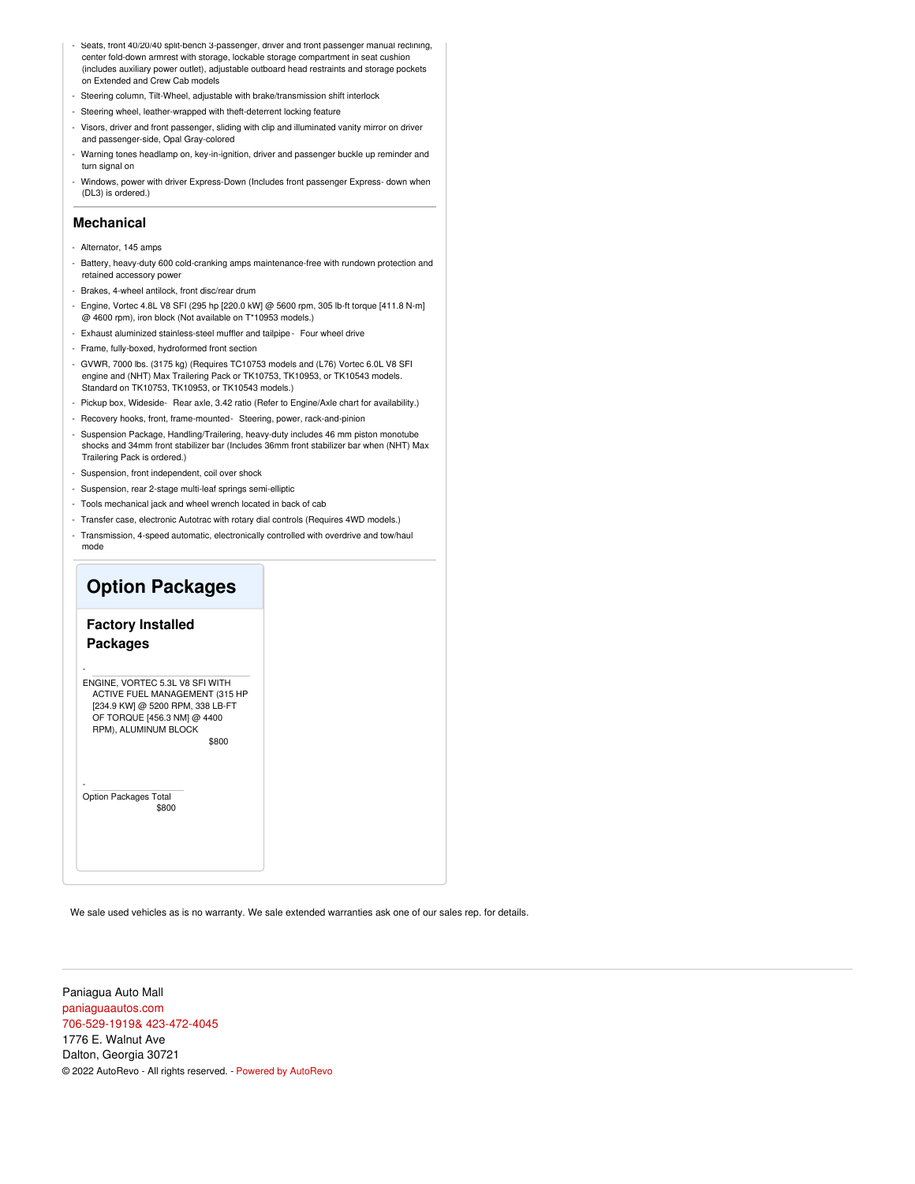- Seats, front 40/20/40 split-bench 3-passenger, driver and front passenger manual reclining, center fold-down armrest with storage, lockable storage compartment in seat cushion (includes auxiliary power outlet), adjustable outboard head restraints and storage pockets on Extended and Crew Cab models
- Steering column, Tilt-Wheel, adjustable with brake/transmission shift interlock
- Steering wheel, leather-wrapped with theft-deterrent locking feature
- Visors, driver and front passenger, sliding with clip and illuminated vanity mirror on driver and passenger-side, Opal Gray-colored
- Warning tones headlamp on, key-in-ignition, driver and passenger buckle up reminder and turn signal on
- Windows, power with driver Express-Down (Includes front passenger Express- down when (DL3) is ordered.)

## Mechanical

- Alternator, 145 amps
- Battery, heavy-duty 600 cold-cranking amps maintenance-free with rundown protection and retained accessory power
- Brakes, 4-wheel antilock, front disc/rear drum
- Engine, Vortec 4.8L V8 SFI (295 hp [220.0 kW] @ 5600 rpm, 305 lb-ft torque [411.8 N-m] @ 4600 rpm), iron block (Not available on T*10953 models.)
- Exhaust aluminized stainless-steel muffler and tailpipe
- Four wheel drive
- Frame, fully-boxed, hydroformed front section
- GVWR, 7000 lbs. (3175 kg) (Requires TC10753 models and (L76) Vortec 6.0L V8 SFI engine and (NHT) Max Trailering Pack or TK10753, TK10953, or TK10543 models. Standard on TK10753, TK10953, or TK10543 models.)
- Pickup box, Wideside
- Rear axle, 3.42 ratio (Refer to Engine/Axle chart for availability.)
- Recovery hooks, front, frame-mounted
- Steering, power, rack-and-pinion
- Suspension Package, Handling/Trailering, heavy-duty includes 46 mm piston monotube shocks and 34mm front stabilizer bar (Includes 36mm front stabilizer bar when (NHT) Max Trailering Pack is ordered.)
- Suspension, front independent, coil over shock
- Suspension, rear 2-stage multi-leaf springs semi-elliptic
- Tools mechanical jack and wheel wrench located in back of cab
- Transfer case, electronic Autotrac with rotary dial controls (Requires 4WD models.)
- Transmission, 4-speed automatic, electronically controlled with overdrive and tow/haul mode

# Option Packages

### Factory Installed Packages

- ENGINE, VORTEC 5.3L V8 SFI WITH ACTIVE FUEL MANAGEMENT (315 HP [234.9 KW] @ 5200 RPM, 338 LB-FT OF TORQUE [456.3 NM] @ 4400 RPM), ALUMINUM BLOCK
  $800

- Option Packages Total
  $800

We sale used vehicles as is no warranty. We sale extended warranties ask one of our sales rep. for details.

Paniagua Auto Mall
paniaguaautos.com
706-529-1919& 423-472-4045
1776 E. Walnut Ave
Dalton, Georgia 30721
© 2022 AutoRevo - All rights reserved. - Powered by AutoRevo